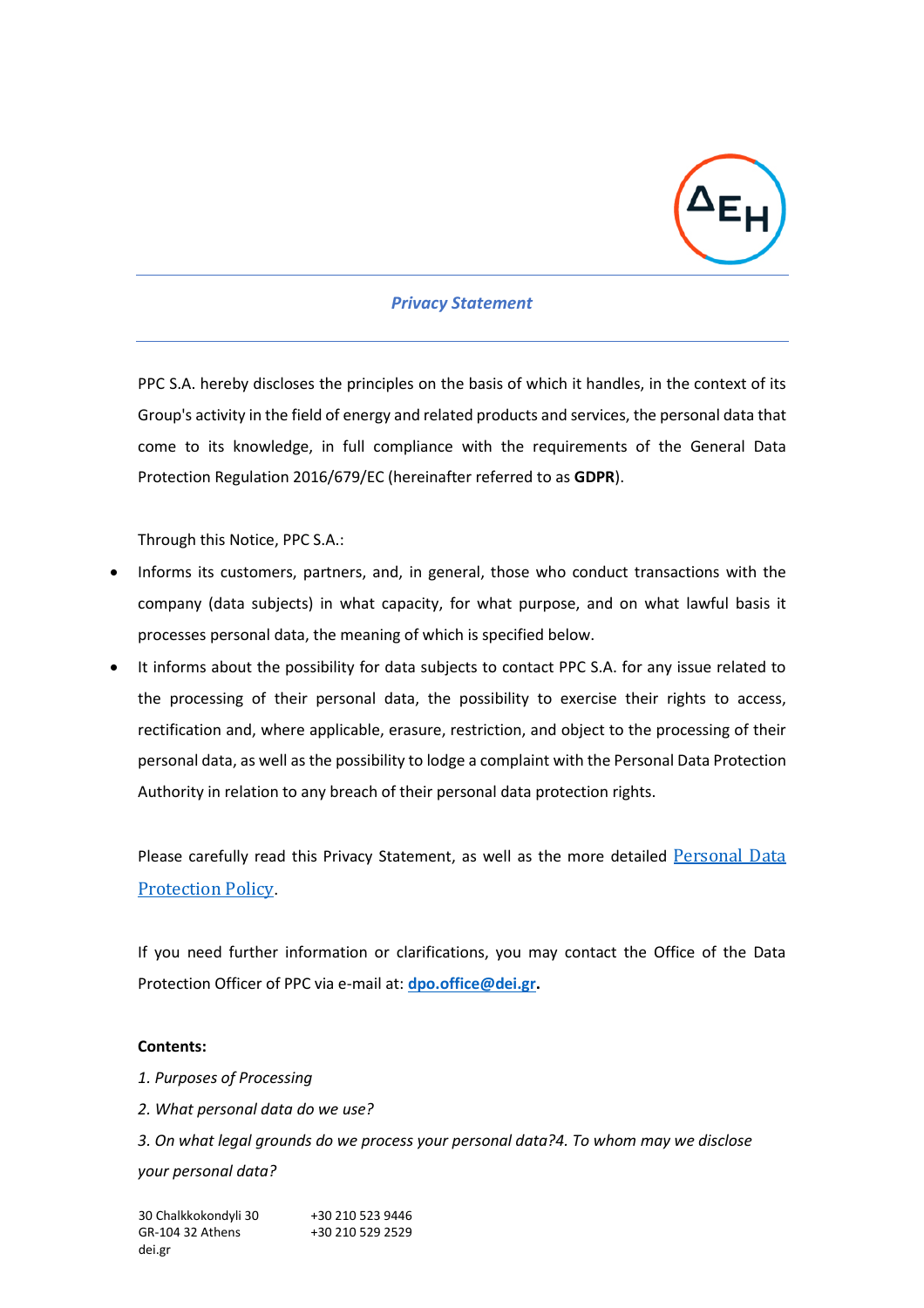## *Privacy Statement*

PPC S.A. hereby discloses the principles on the basis of which it handles, in the context of its Group's activity in the field of energy and related products and services, the personal data that come to its knowledge, in full compliance with the requirements of the General Data Protection Regulation 2016/679/EC (hereinafter referred to as **GDPR**).

Through this Notice, PPC S.A.:

- Informs its customers, partners, and, in general, those who conduct transactions with the company (data subjects) in what capacity, for what purpose, and on what lawful basis it processes personal data, the meaning of which is specified below.
- It informs about the possibility for data subjects to contact PPC S.A. for any issue related to the processing of their personal data, the possibility to exercise their rights to access, rectification and, where applicable, erasure, restriction, and object to the processing of their personal data, as well as the possibility to lodge a complaint with the Personal Data Protection Authority in relation to any breach of their personal data protection rights.

Please carefully read this Privacy Statement, as well as the more detailed Personal Data Protection Policy.

If you need further information or clarifications, you may contact the Office of the Data Protection Officer of PPC via e-mail at: **dpo.office@dei.gr.**

**Contents:**

*1. Purposes of Processing*

*2. What personal data do we use?*

*3. On what legal grounds do we process your personal data?4. To whom may we disclose your personal data?*

30 Chalkkokondyli 30
GR-104 32 Athens
dei.gr

+30 210 523 9446
+30 210 529 2529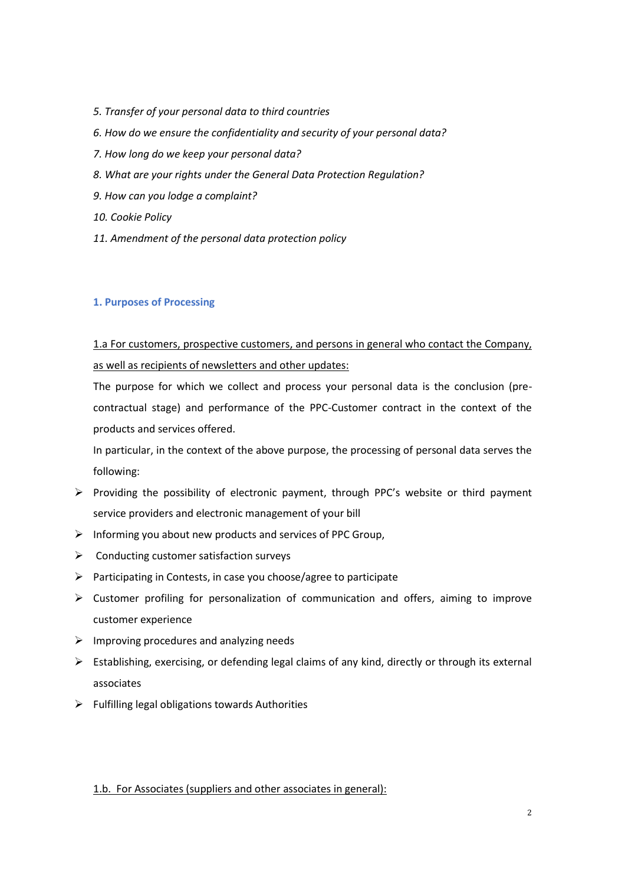*5. Transfer of your personal data to third countries*

*6. How do we ensure the confidentiality and security of your personal data?*

*7. How long do we keep your personal data?*

*8. What are your rights under the General Data Protection Regulation?*

*9. How can you lodge a complaint?*

*10. Cookie Policy*

*11. Amendment of the personal data protection policy*

## 1. Purposes of Processing

<u>1.a For customers, prospective customers, and persons in general who contact the Company, as well as recipients of newsletters and other updates:</u>

The purpose for which we collect and process your personal data is the conclusion (pre-contractual stage) and performance of the PPC-Customer contract in the context of the products and services offered.

In particular, in the context of the above purpose, the processing of personal data serves the following:

- Providing the possibility of electronic payment, through PPC's website or third payment service providers and electronic management of your bill
- Informing you about new products and services of PPC Group,
- Conducting customer satisfaction surveys
- Participating in Contests, in case you choose/agree to participate
- Customer profiling for personalization of communication and offers, aiming to improve customer experience
- Improving procedures and analyzing needs
- Establishing, exercising, or defending legal claims of any kind, directly or through its external associates
- Fulfilling legal obligations towards Authorities

<u>1.b. For Associates (suppliers and other associates in general):</u>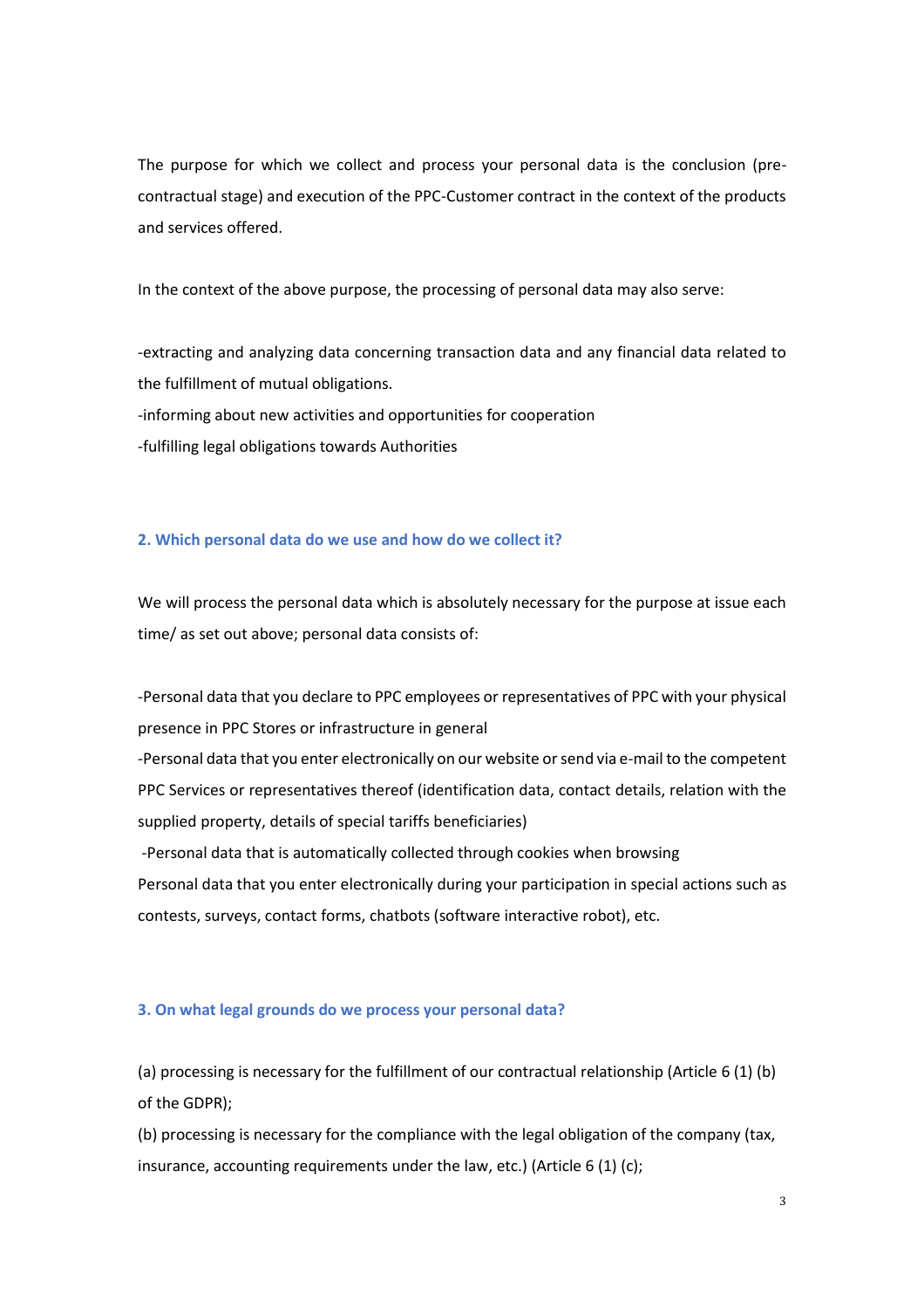The purpose for which we collect and process your personal data is the conclusion (pre-contractual stage) and execution of the PPC-Customer contract in the context of the products and services offered.

In the context of the above purpose, the processing of personal data may also serve:

-extracting and analyzing data concerning transaction data and any financial data related to the fulfillment of mutual obligations.
-informing about new activities and opportunities for cooperation
-fulfilling legal obligations towards Authorities

## 2. Which personal data do we use and how do we collect it?

We will process the personal data which is absolutely necessary for the purpose at issue each time/ as set out above; personal data consists of:

-Personal data that you declare to PPC employees or representatives of PPC with your physical presence in PPC Stores or infrastructure in general
-Personal data that you enter electronically on our website or send via e-mail to the competent PPC Services or representatives thereof (identification data, contact details, relation with the supplied property, details of special tariffs beneficiaries)
-Personal data that is automatically collected through cookies when browsing
Personal data that you enter electronically during your participation in special actions such as contests, surveys, contact forms, chatbots (software interactive robot), etc.

## 3. On what legal grounds do we process your personal data?

(a) processing is necessary for the fulfillment of our contractual relationship (Article 6 (1) (b) of the GDPR);
(b) processing is necessary for the compliance with the legal obligation of the company (tax, insurance, accounting requirements under the law, etc.) (Article 6 (1) (c);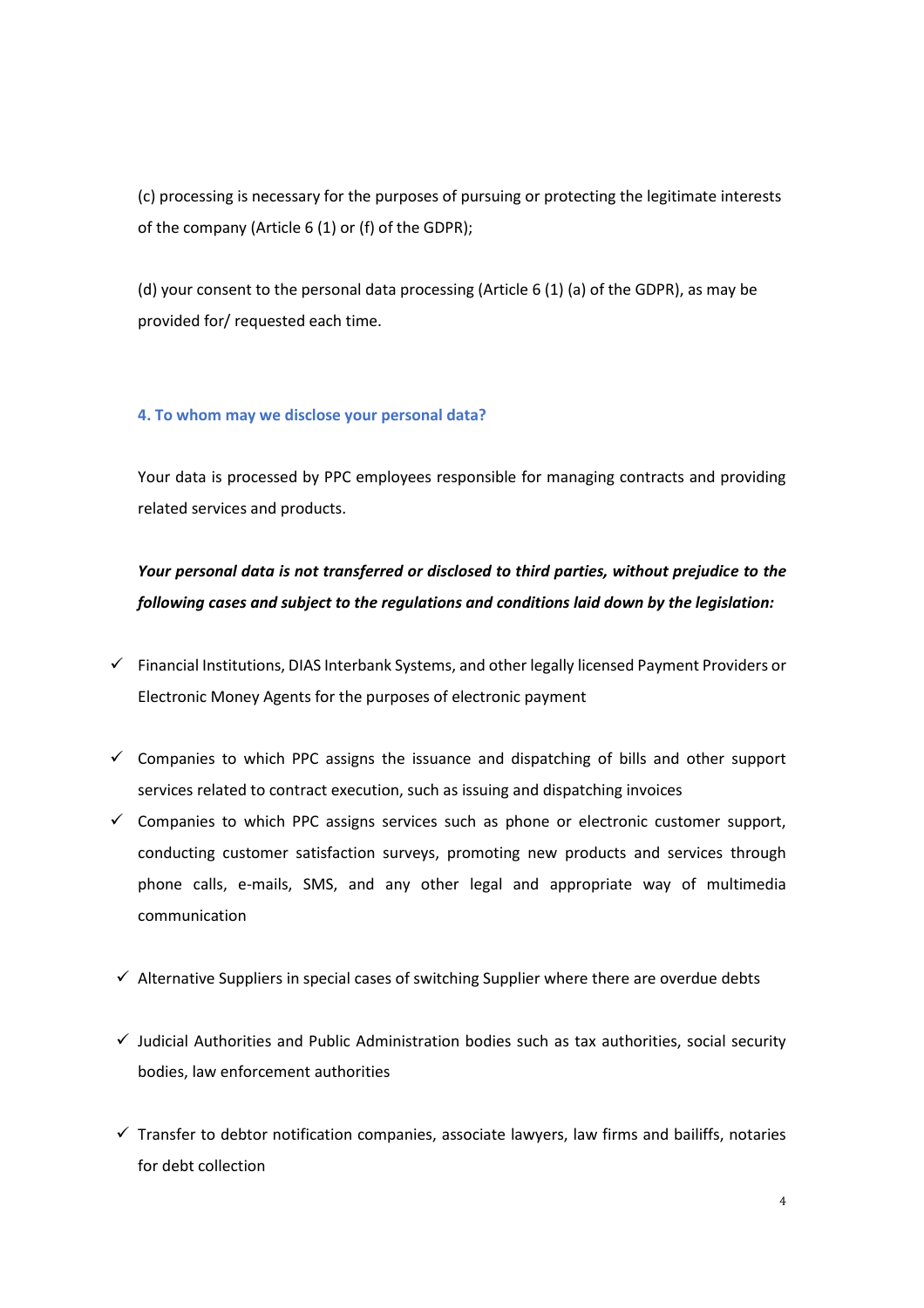(c) processing is necessary for the purposes of pursuing or protecting the legitimate interests of the company (Article 6 (1) or (f) of the GDPR);

(d) your consent to the personal data processing (Article 6 (1) (a) of the GDPR), as may be provided for/ requested each time.

### 4. To whom may we disclose your personal data?

Your data is processed by PPC employees responsible for managing contracts and providing related services and products.

***Your personal data is not transferred or disclosed to third parties, without prejudice to the following cases and subject to the regulations and conditions laid down by the legislation:***

- ✓ Financial Institutions, DIAS Interbank Systems, and other legally licensed Payment Providers or Electronic Money Agents for the purposes of electronic payment
- ✓ Companies to which PPC assigns the issuance and dispatching of bills and other support services related to contract execution, such as issuing and dispatching invoices
- ✓ Companies to which PPC assigns services such as phone or electronic customer support, conducting customer satisfaction surveys, promoting new products and services through phone calls, e-mails, SMS, and any other legal and appropriate way of multimedia communication
- ✓ Alternative Suppliers in special cases of switching Supplier where there are overdue debts
- ✓ Judicial Authorities and Public Administration bodies such as tax authorities, social security bodies, law enforcement authorities
- ✓ Transfer to debtor notification companies, associate lawyers, law firms and bailiffs, notaries for debt collection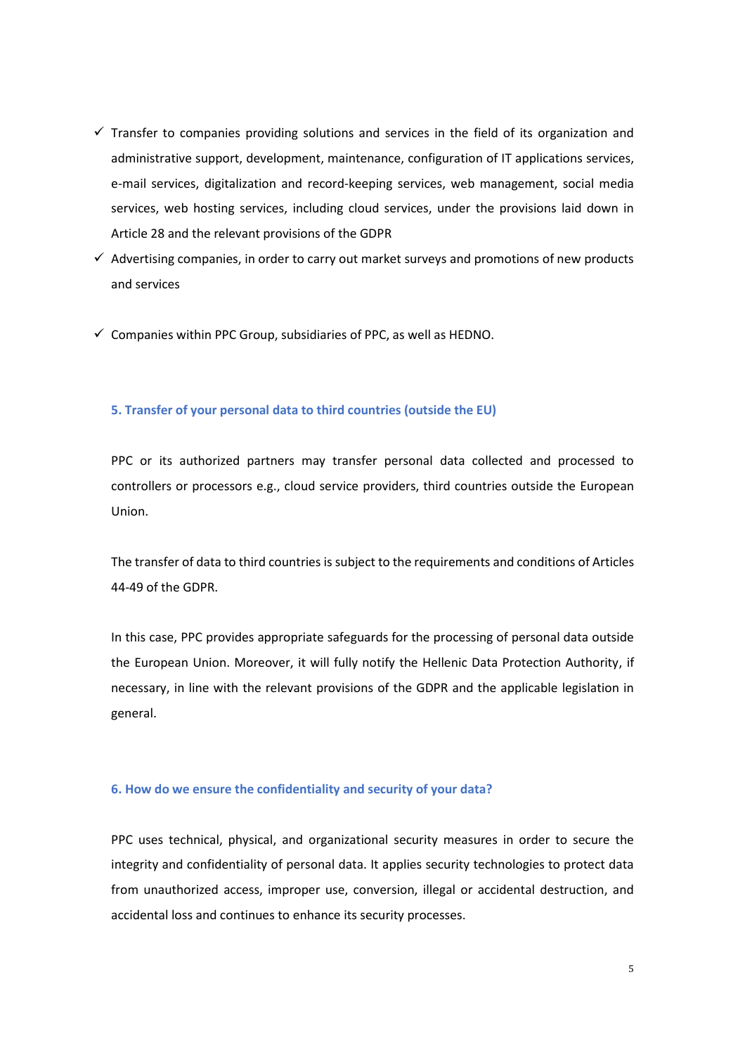- ✓ Transfer to companies providing solutions and services in the field of its organization and administrative support, development, maintenance, configuration of IT applications services, e-mail services, digitalization and record-keeping services, web management, social media services, web hosting services, including cloud services, under the provisions laid down in Article 28 and the relevant provisions of the GDPR
- ✓ Advertising companies, in order to carry out market surveys and promotions of new products and services
- ✓ Companies within PPC Group, subsidiaries of PPC, as well as HEDNO.

### 5. Transfer of your personal data to third countries (outside the EU)

PPC or its authorized partners may transfer personal data collected and processed to controllers or processors e.g., cloud service providers, third countries outside the European Union.

The transfer of data to third countries is subject to the requirements and conditions of Articles 44-49 of the GDPR.

In this case, PPC provides appropriate safeguards for the processing of personal data outside the European Union. Moreover, it will fully notify the Hellenic Data Protection Authority, if necessary, in line with the relevant provisions of the GDPR and the applicable legislation in general.

### 6. How do we ensure the confidentiality and security of your data?

PPC uses technical, physical, and organizational security measures in order to secure the integrity and confidentiality of personal data. It applies security technologies to protect data from unauthorized access, improper use, conversion, illegal or accidental destruction, and accidental loss and continues to enhance its security processes.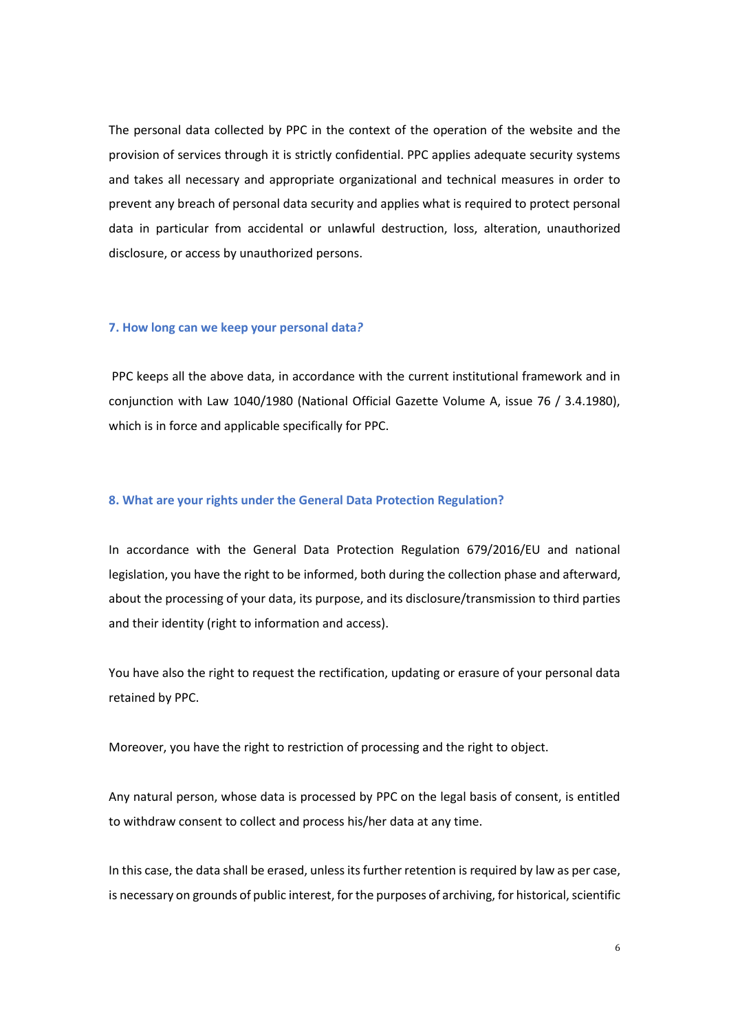The personal data collected by PPC in the context of the operation of the website and the provision of services through it is strictly confidential. PPC applies adequate security systems and takes all necessary and appropriate organizational and technical measures in order to prevent any breach of personal data security and applies what is required to protect personal data in particular from accidental or unlawful destruction, loss, alteration, unauthorized disclosure, or access by unauthorized persons.

### 7. How long can we keep your personal data?

PPC keeps all the above data, in accordance with the current institutional framework and in conjunction with Law 1040/1980 (National Official Gazette Volume A, issue 76 / 3.4.1980), which is in force and applicable specifically for PPC.

### 8. What are your rights under the General Data Protection Regulation?

In accordance with the General Data Protection Regulation 679/2016/EU and national legislation, you have the right to be informed, both during the collection phase and afterward, about the processing of your data, its purpose, and its disclosure/transmission to third parties and their identity (right to information and access).

You have also the right to request the rectification, updating or erasure of your personal data retained by PPC.

Moreover, you have the right to restriction of processing and the right to object.

Any natural person, whose data is processed by PPC on the legal basis of consent, is entitled to withdraw consent to collect and process his/her data at any time.

In this case, the data shall be erased, unless its further retention is required by law as per case, is necessary on grounds of public interest, for the purposes of archiving, for historical, scientific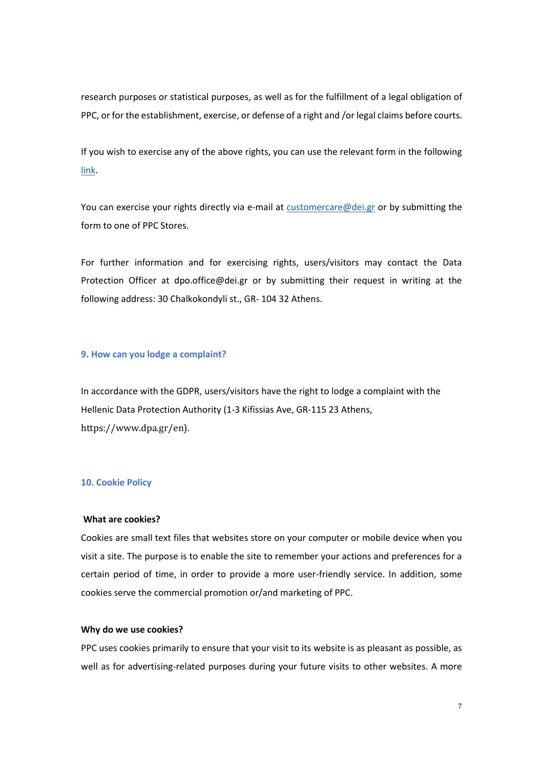research purposes or statistical purposes, as well as for the fulfillment of a legal obligation of PPC, or for the establishment, exercise, or defense of a right and /or legal claims before courts.

If you wish to exercise any of the above rights, you can use the relevant form in the following link.

You can exercise your rights directly via e-mail at customercare@dei.gr or by submitting the form to one of PPC Stores.

For further information and for exercising rights, users/visitors may contact the Data Protection Officer at dpo.office@dei.gr or by submitting their request in writing at the following address: 30 Chalkokondyli st., GR- 104 32 Athens.

## 9. How can you lodge a complaint?

In accordance with the GDPR, users/visitors have the right to lodge a complaint with the Hellenic Data Protection Authority (1-3 Kifissias Ave, GR-115 23 Athens, https://www.dpa.gr/en).

## 10. Cookie Policy

**What are cookies?**

Cookies are small text files that websites store on your computer or mobile device when you visit a site. The purpose is to enable the site to remember your actions and preferences for a certain period of time, in order to provide a more user-friendly service. In addition, some cookies serve the commercial promotion or/and marketing of PPC.

**Why do we use cookies?**

PPC uses cookies primarily to ensure that your visit to its website is as pleasant as possible, as well as for advertising-related purposes during your future visits to other websites. A more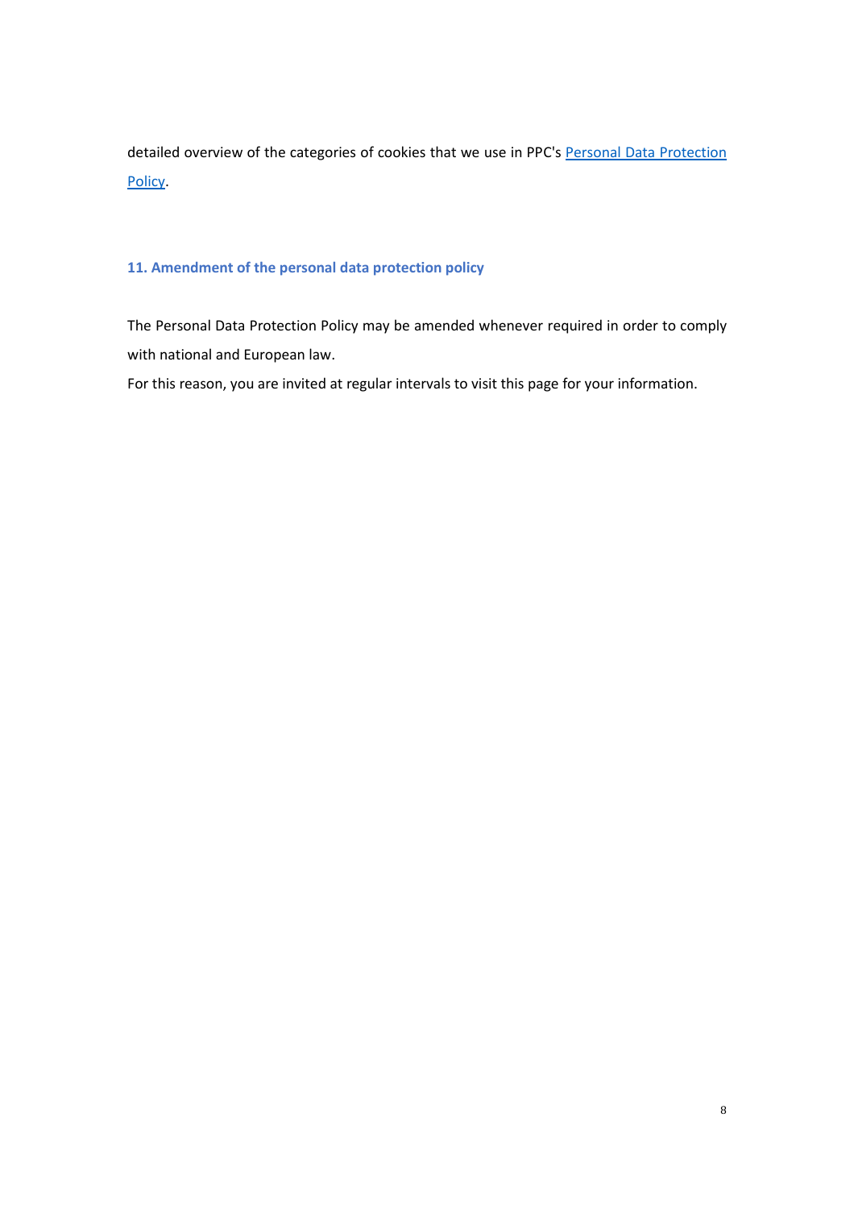detailed overview of the categories of cookies that we use in PPC's Personal Data Protection Policy.

### 11. Amendment of the personal data protection policy

The Personal Data Protection Policy may be amended whenever required in order to comply with national and European law.

For this reason, you are invited at regular intervals to visit this page for your information.